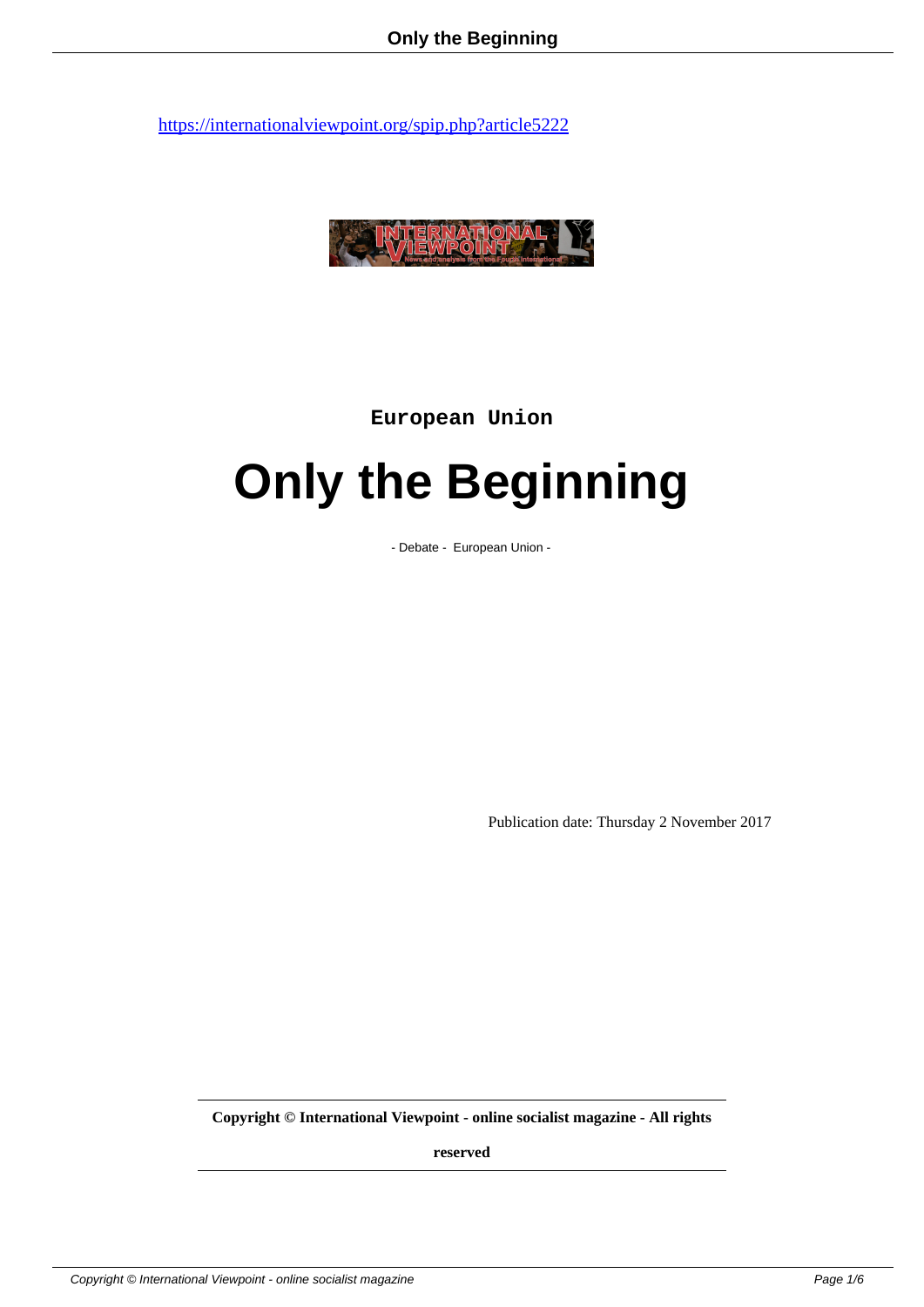https://internationalviewpoint.org/spip.php?article5222

European Union

# Only the Beginning

- Debate - European Union -

Publication date: Thursday 2 November 2017

**Copyright © International Viewpoint - online socialist magazine - All rights reserved**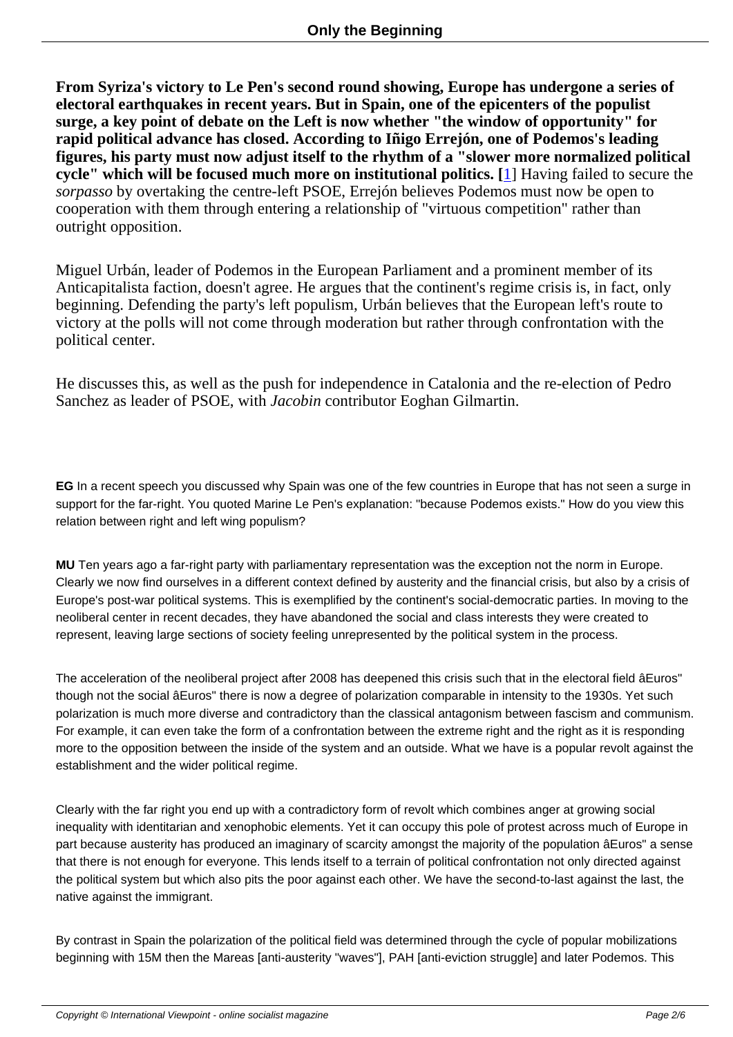**From Syriza's victory to Le Pen's second round showing, Europe has undergone a series of electoral earthquakes in recent years. But in Spain, one of the epicenters of the populist surge, a key point of debate on the Left is now whether "the window of opportunity" for rapid political advance has closed. According to Iñigo Errejón, one of Podemos's leading figures, his party must now adjust itself to the rhythm of a "slower more normalized political cycle" which will be focused much more on institutional politics. [1]** Having failed to secure the *sorpasso* by overtaking the centre-left PSOE, Errejón believes Podemos must now be open to cooperation with them through entering a relationship of "virtuous competition" rather than outright opposition.

Miguel Urbán, leader of Podemos in the European Parliament and a prominent member of its Anticapitalista faction, doesn't agree. He argues that the continent's regime crisis is, in fact, only beginning. Defending the party's left populism, Urbán believes that the European left's route to victory at the polls will not come through moderation but rather through confrontation with the political center.

He discusses this, as well as the push for independence in Catalonia and the re-election of Pedro Sanchez as leader of PSOE, with *Jacobin* contributor Eoghan Gilmartin.

**EG** In a recent speech you discussed why Spain was one of the few countries in Europe that has not seen a surge in support for the far-right. You quoted Marine Le Pen's explanation: "because Podemos exists." How do you view this relation between right and left wing populism?

**MU** Ten years ago a far-right party with parliamentary representation was the exception not the norm in Europe. Clearly we now find ourselves in a different context defined by austerity and the financial crisis, but also by a crisis of Europe's post-war political systems. This is exemplified by the continent's social-democratic parties. In moving to the neoliberal center in recent decades, they have abandoned the social and class interests they were created to represent, leaving large sections of society feeling unrepresented by the political system in the process.

The acceleration of the neoliberal project after 2008 has deepened this crisis such that in the electoral field âEuros" though not the social âEuros" there is now a degree of polarization comparable in intensity to the 1930s. Yet such polarization is much more diverse and contradictory than the classical antagonism between fascism and communism. For example, it can even take the form of a confrontation between the extreme right and the right as it is responding more to the opposition between the inside of the system and an outside. What we have is a popular revolt against the establishment and the wider political regime.

Clearly with the far right you end up with a contradictory form of revolt which combines anger at growing social inequality with identitarian and xenophobic elements. Yet it can occupy this pole of protest across much of Europe in part because austerity has produced an imaginary of scarcity amongst the majority of the population âEuros" a sense that there is not enough for everyone. This lends itself to a terrain of political confrontation not only directed against the political system but which also pits the poor against each other. We have the second-to-last against the last, the native against the immigrant.

By contrast in Spain the polarization of the political field was determined through the cycle of popular mobilizations beginning with 15M then the Mareas [anti-austerity "waves"], PAH [anti-eviction struggle] and later Podemos. This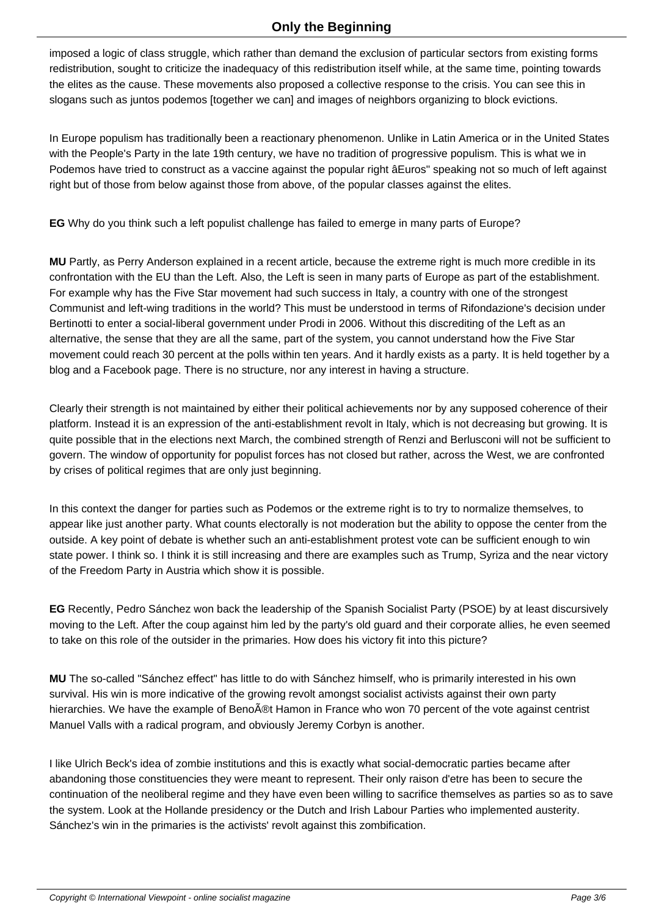imposed a logic of class struggle, which rather than demand the exclusion of particular sectors from existing forms redistribution, sought to criticize the inadequacy of this redistribution itself while, at the same time, pointing towards the elites as the cause. These movements also proposed a collective response to the crisis. You can see this in slogans such as juntos podemos [together we can] and images of neighbors organizing to block evictions.

In Europe populism has traditionally been a reactionary phenomenon. Unlike in Latin America or in the United States with the People's Party in the late 19th century, we have no tradition of progressive populism. This is what we in Podemos have tried to construct as a vaccine against the popular right âEuros" speaking not so much of left against right but of those from below against those from above, of the popular classes against the elites.

**EG** Why do you think such a left populist challenge has failed to emerge in many parts of Europe?

**MU** Partly, as Perry Anderson explained in a recent article, because the extreme right is much more credible in its confrontation with the EU than the Left. Also, the Left is seen in many parts of Europe as part of the establishment. For example why has the Five Star movement had such success in Italy, a country with one of the strongest Communist and left-wing traditions in the world? This must be understood in terms of Rifondazione's decision under Bertinotti to enter a social-liberal government under Prodi in 2006. Without this discrediting of the Left as an alternative, the sense that they are all the same, part of the system, you cannot understand how the Five Star movement could reach 30 percent at the polls within ten years. And it hardly exists as a party. It is held together by a blog and a Facebook page. There is no structure, nor any interest in having a structure.

Clearly their strength is not maintained by either their political achievements nor by any supposed coherence of their platform. Instead it is an expression of the anti-establishment revolt in Italy, which is not decreasing but growing. It is quite possible that in the elections next March, the combined strength of Renzi and Berlusconi will not be sufficient to govern. The window of opportunity for populist forces has not closed but rather, across the West, we are confronted by crises of political regimes that are only just beginning.

In this context the danger for parties such as Podemos or the extreme right is to try to normalize themselves, to appear like just another party. What counts electorally is not moderation but the ability to oppose the center from the outside. A key point of debate is whether such an anti-establishment protest vote can be sufficient enough to win state power. I think so. I think it is still increasing and there are examples such as Trump, Syriza and the near victory of the Freedom Party in Austria which show it is possible.

**EG** Recently, Pedro Sánchez won back the leadership of the Spanish Socialist Party (PSOE) by at least discursively moving to the Left. After the coup against him led by the party's old guard and their corporate allies, he even seemed to take on this role of the outsider in the primaries. How does his victory fit into this picture?

**MU** The so-called "Sánchez effect" has little to do with Sánchez himself, who is primarily interested in his own survival. His win is more indicative of the growing revolt amongst socialist activists against their own party hierarchies. We have the example of BenoÃ®t Hamon in France who won 70 percent of the vote against centrist Manuel Valls with a radical program, and obviously Jeremy Corbyn is another.

I like Ulrich Beck's idea of zombie institutions and this is exactly what social-democratic parties became after abandoning those constituencies they were meant to represent. Their only raison d'etre has been to secure the continuation of the neoliberal regime and they have even been willing to sacrifice themselves as parties so as to save the system. Look at the Hollande presidency or the Dutch and Irish Labour Parties who implemented austerity. Sánchez's win in the primaries is the activists' revolt against this zombification.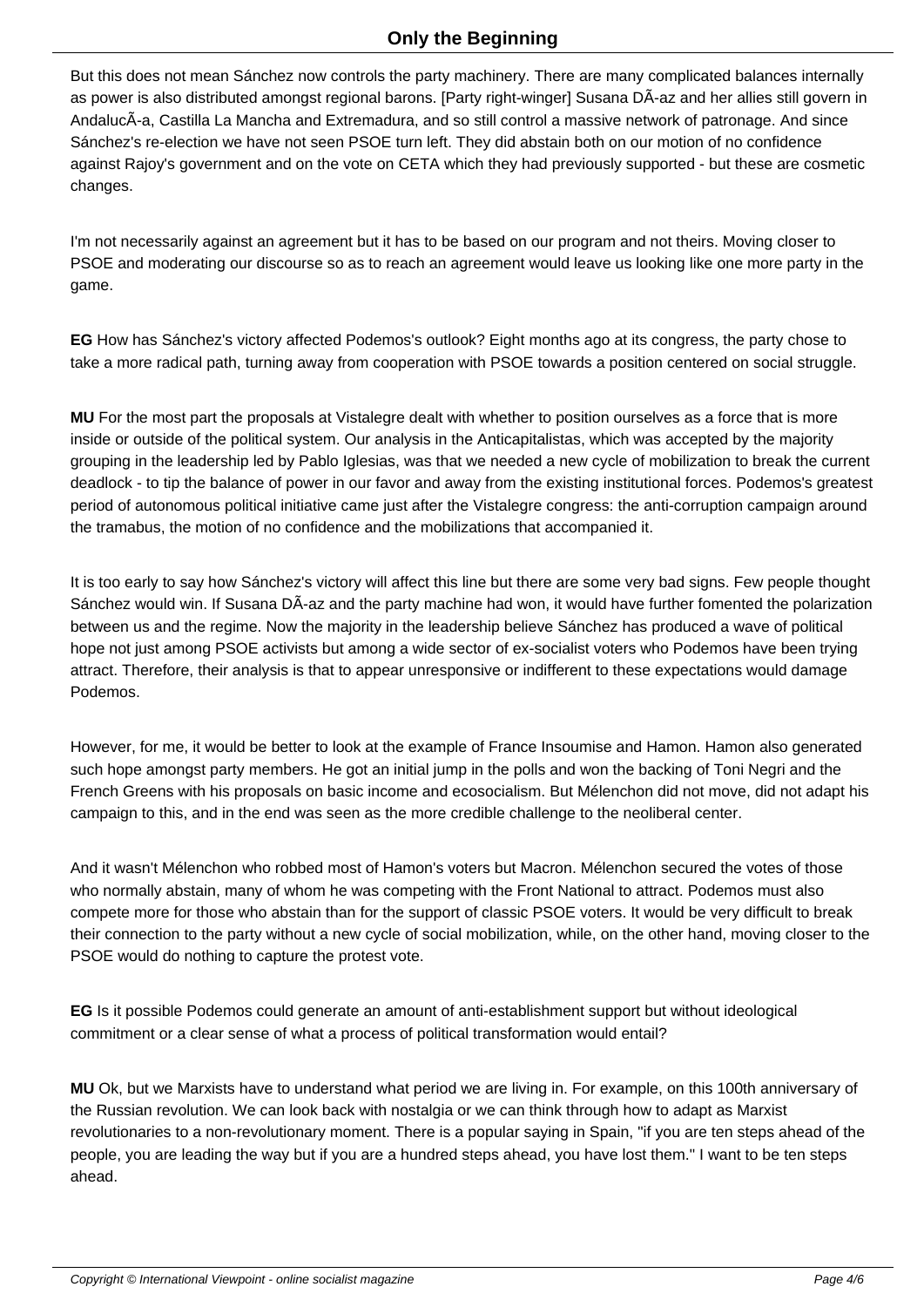But this does not mean Sánchez now controls the party machinery. There are many complicated balances internally as power is also distributed amongst regional barons. [Party right-winger] Susana DÃ-az and her allies still govern in AndalucÃ-a, Castilla La Mancha and Extremadura, and so still control a massive network of patronage. And since Sánchez's re-election we have not seen PSOE turn left. They did abstain both on our motion of no confidence against Rajoy's government and on the vote on CETA which they had previously supported - but these are cosmetic changes.

I'm not necessarily against an agreement but it has to be based on our program and not theirs. Moving closer to PSOE and moderating our discourse so as to reach an agreement would leave us looking like one more party in the game.

**EG** How has Sánchez's victory affected Podemos's outlook? Eight months ago at its congress, the party chose to take a more radical path, turning away from cooperation with PSOE towards a position centered on social struggle.

**MU** For the most part the proposals at Vistalegre dealt with whether to position ourselves as a force that is more inside or outside of the political system. Our analysis in the Anticapitalistas, which was accepted by the majority grouping in the leadership led by Pablo Iglesias, was that we needed a new cycle of mobilization to break the current deadlock - to tip the balance of power in our favor and away from the existing institutional forces. Podemos's greatest period of autonomous political initiative came just after the Vistalegre congress: the anti-corruption campaign around the tramabus, the motion of no confidence and the mobilizations that accompanied it.

It is too early to say how Sánchez's victory will affect this line but there are some very bad signs. Few people thought Sánchez would win. If Susana DÃ-az and the party machine had won, it would have further fomented the polarization between us and the regime. Now the majority in the leadership believe Sánchez has produced a wave of political hope not just among PSOE activists but among a wide sector of ex-socialist voters who Podemos have been trying attract. Therefore, their analysis is that to appear unresponsive or indifferent to these expectations would damage Podemos.

However, for me, it would be better to look at the example of France Insoumise and Hamon. Hamon also generated such hope amongst party members. He got an initial jump in the polls and won the backing of Toni Negri and the French Greens with his proposals on basic income and ecosocialism. But Mélenchon did not move, did not adapt his campaign to this, and in the end was seen as the more credible challenge to the neoliberal center.

And it wasn't Mélenchon who robbed most of Hamon's voters but Macron. Mélenchon secured the votes of those who normally abstain, many of whom he was competing with the Front National to attract. Podemos must also compete more for those who abstain than for the support of classic PSOE voters. It would be very difficult to break their connection to the party without a new cycle of social mobilization, while, on the other hand, moving closer to the PSOE would do nothing to capture the protest vote.

**EG** Is it possible Podemos could generate an amount of anti-establishment support but without ideological commitment or a clear sense of what a process of political transformation would entail?

**MU** Ok, but we Marxists have to understand what period we are living in. For example, on this 100th anniversary of the Russian revolution. We can look back with nostalgia or we can think through how to adapt as Marxist revolutionaries to a non-revolutionary moment. There is a popular saying in Spain, "if you are ten steps ahead of the people, you are leading the way but if you are a hundred steps ahead, you have lost them." I want to be ten steps ahead.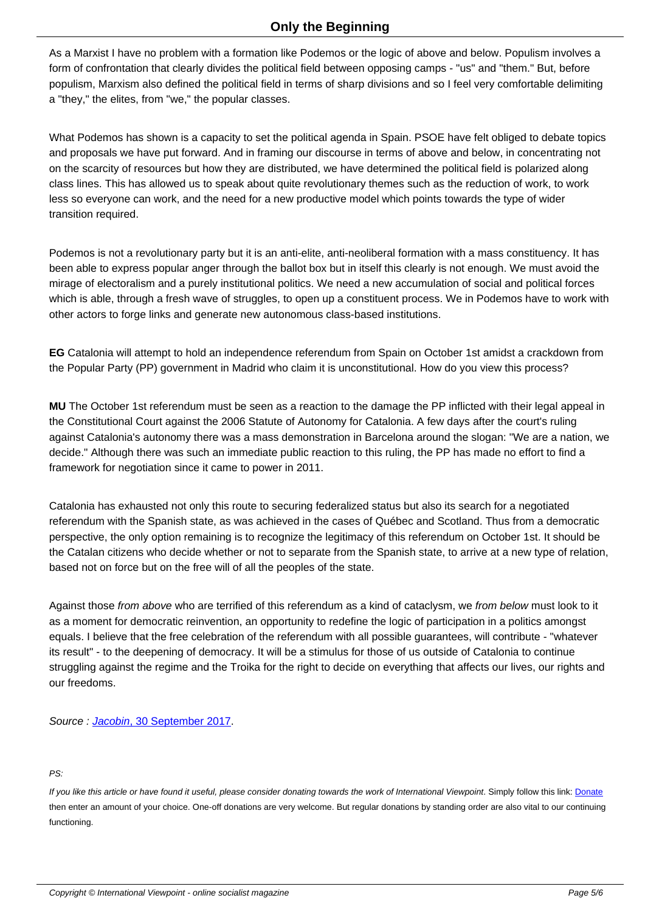As a Marxist I have no problem with a formation like Podemos or the logic of above and below. Populism involves a form of confrontation that clearly divides the political field between opposing camps - "us" and "them." But, before populism, Marxism also defined the political field in terms of sharp divisions and so I feel very comfortable delimiting a "they," the elites, from "we," the popular classes.

What Podemos has shown is a capacity to set the political agenda in Spain. PSOE have felt obliged to debate topics and proposals we have put forward. And in framing our discourse in terms of above and below, in concentrating not on the scarcity of resources but how they are distributed, we have determined the political field is polarized along class lines. This has allowed us to speak about quite revolutionary themes such as the reduction of work, to work less so everyone can work, and the need for a new productive model which points towards the type of wider transition required.

Podemos is not a revolutionary party but it is an anti-elite, anti-neoliberal formation with a mass constituency. It has been able to express popular anger through the ballot box but in itself this clearly is not enough. We must avoid the mirage of electoralism and a purely institutional politics. We need a new accumulation of social and political forces which is able, through a fresh wave of struggles, to open up a constituent process. We in Podemos have to work with other actors to forge links and generate new autonomous class-based institutions.

**EG** Catalonia will attempt to hold an independence referendum from Spain on October 1st amidst a crackdown from the Popular Party (PP) government in Madrid who claim it is unconstitutional. How do you view this process?

**MU** The October 1st referendum must be seen as a reaction to the damage the PP inflicted with their legal appeal in the Constitutional Court against the 2006 Statute of Autonomy for Catalonia. A few days after the court's ruling against Catalonia's autonomy there was a mass demonstration in Barcelona around the slogan: "We are a nation, we decide." Although there was such an immediate public reaction to this ruling, the PP has made no effort to find a framework for negotiation since it came to power in 2011.

Catalonia has exhausted not only this route to securing federalized status but also its search for a negotiated referendum with the Spanish state, as was achieved in the cases of Québec and Scotland. Thus from a democratic perspective, the only option remaining is to recognize the legitimacy of this referendum on October 1st. It should be the Catalan citizens who decide whether or not to separate from the Spanish state, to arrive at a new type of relation, based not on force but on the free will of all the peoples of the state.

Against those *from above* who are terrified of this referendum as a kind of cataclysm, we *from below* must look to it as a moment for democratic reinvention, an opportunity to redefine the logic of participation in a politics amongst equals. I believe that the free celebration of the referendum with all possible guarantees, will contribute - "whatever its result" - to the deepening of democracy. It will be a stimulus for those of us outside of Catalonia to continue struggling against the regime and the Troika for the right to decide on everything that affects our lives, our rights and our freedoms.

*Source : [Jacobin, 30 September 2017](#).*

*PS:*

*If you like this article or have found it useful, please consider donating towards the work of International Viewpoint. Simply follow this link: [Donate](#) then enter an amount of your choice. One-off donations are very welcome. But regular donations by standing order are also vital to our continuing functioning.*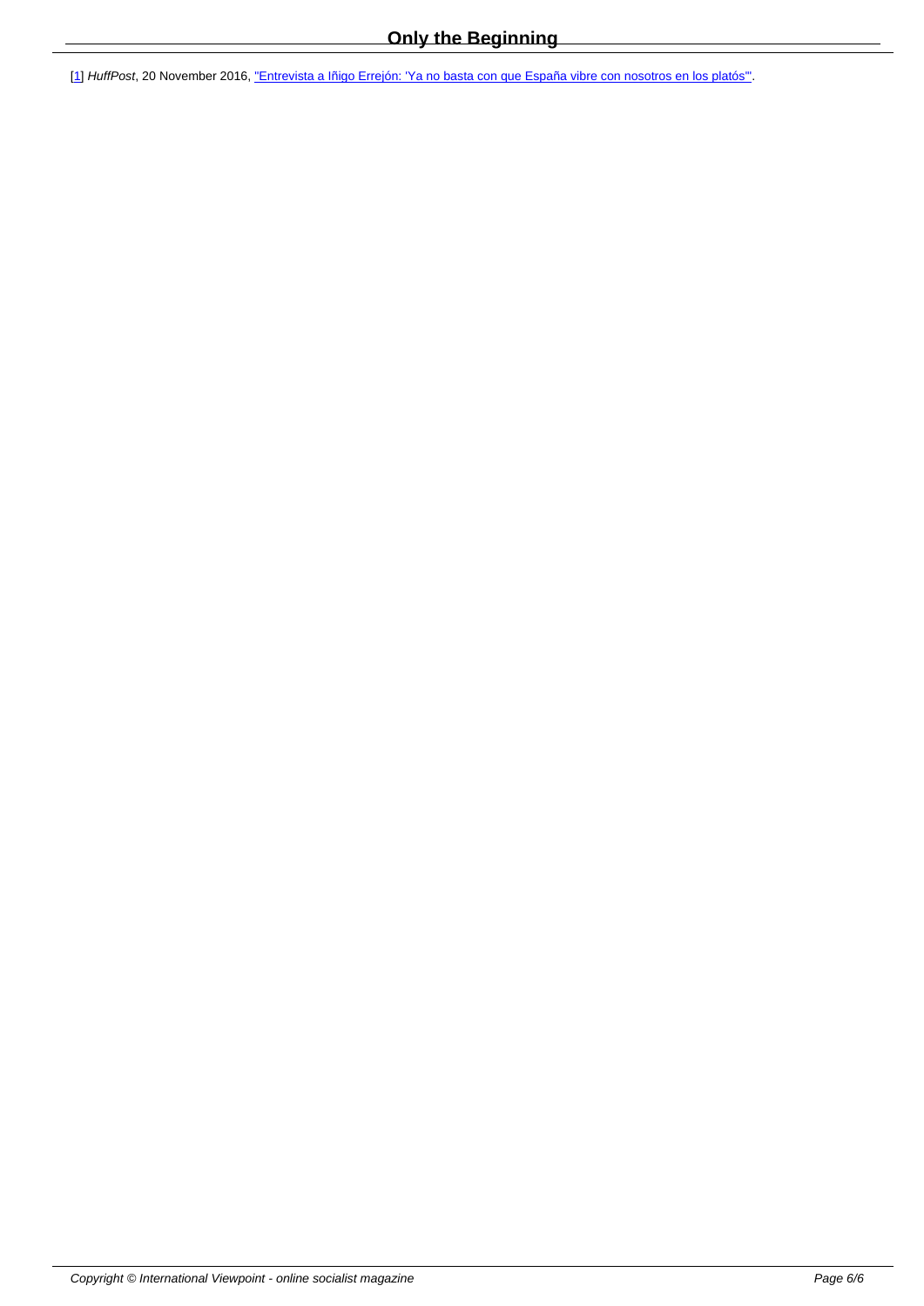[1] *HuffPost*, 20 November 2016, "Entrevista a Iñigo Errejón: 'Ya no basta con que España vibre con nosotros en los platós'".